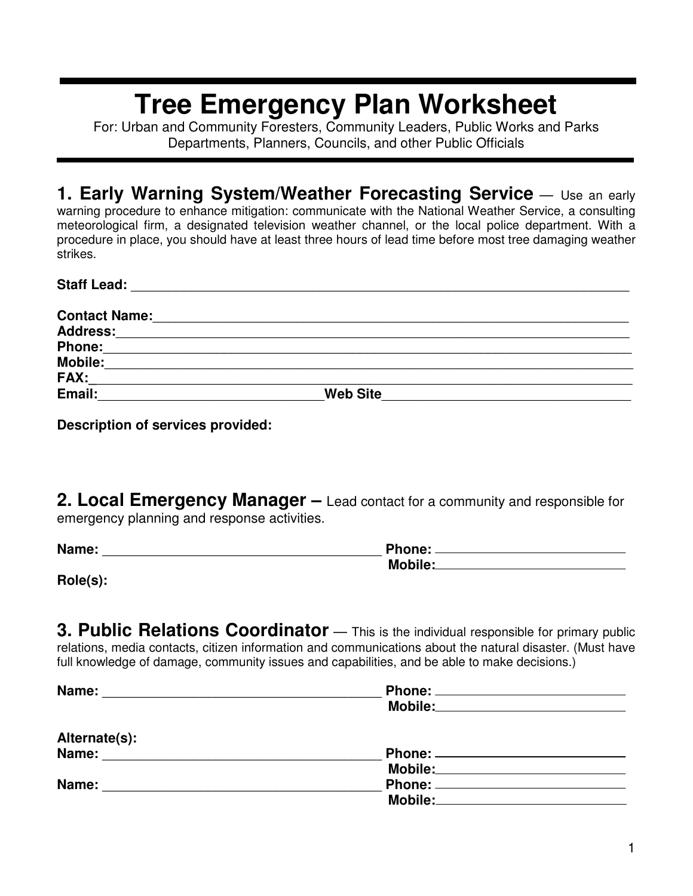# Tree Emergency Plan Worksheet

For: Urban and Community Foresters, Community Leaders, Public Works and Parks Departments, Planners, Councils, and other Public Officials

## 1. Early Warning System/Weather Forecasting Service

— Use an early warning procedure to enhance mitigation: communicate with the National Weather Service, a consulting meteorological firm, a designated television weather channel, or the local police department. With a procedure in place, you should have at least three hours of lead time before most tree damaging weather strikes.

**Staff Lead:** ______________________________________________

**Contact Name:** ______________________________________________
**Address:** ______________________________________________
**Phone:** ______________________________________________
**Mobile:** ______________________________________________
**FAX:** ______________________________________________
**Email:** ______________________ **Web Site** ______________________

**Description of services provided:**

## 2. Local Emergency Manager

– Lead contact for a community and responsible for emergency planning and response activities.

**Name:** ______________________ **Phone:** ______________________
**Mobile:** ______________________
**Role(s):**

## 3. Public Relations Coordinator

— This is the individual responsible for primary public relations, media contacts, citizen information and communications about the natural disaster. (Must have full knowledge of damage, community issues and capabilities, and be able to make decisions.)

**Name:** ______________________ **Phone:** ______________________
**Mobile:** ______________________

**Alternate(s):**
**Name:** ______________________ **Phone:** ______________________
**Mobile:** ______________________
**Name:** ______________________ **Phone:** ______________________
**Mobile:** ______________________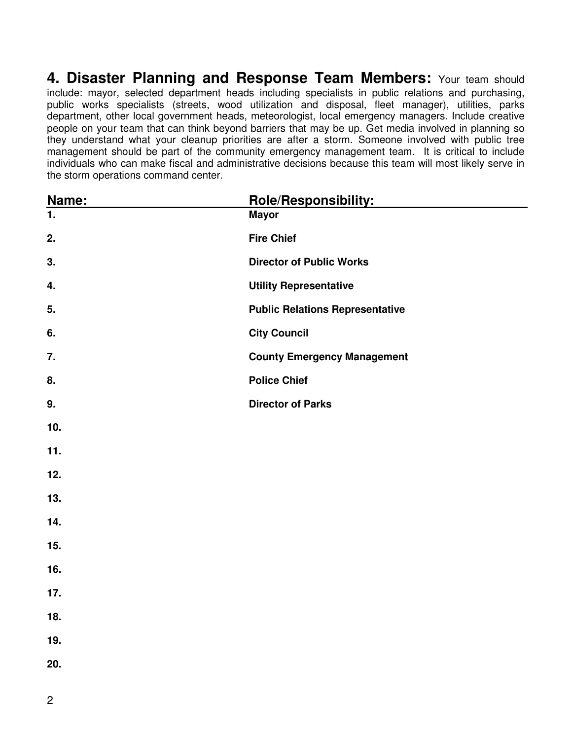## 4. Disaster Planning and Response Team Members:

Your team should include: mayor, selected department heads including specialists in public relations and purchasing, public works specialists (streets, wood utilization and disposal, fleet manager), utilities, parks department, other local government heads, meteorologist, local emergency managers. Include creative people on your team that can think beyond barriers that may be up. Get media involved in planning so they understand what your cleanup priorities are after a storm. Someone involved with public tree management should be part of the community emergency management team. It is critical to include individuals who can make fiscal and administrative decisions because this team will most likely serve in the storm operations command center.

| Name: | Role/Responsibility: |
| --- | --- |
| 1. | Mayor |
| 2. | Fire Chief |
| 3. | Director of Public Works |
| 4. | Utility Representative |
| 5. | Public Relations Representative |
| 6. | City Council |
| 7. | County Emergency Management |
| 8. | Police Chief |
| 9. | Director of Parks |
| 10. | |
| 11. | |
| 12. | |
| 13. | |
| 14. | |
| 15. | |
| 16. | |
| 17. | |
| 18. | |
| 19. | |
| 20. | |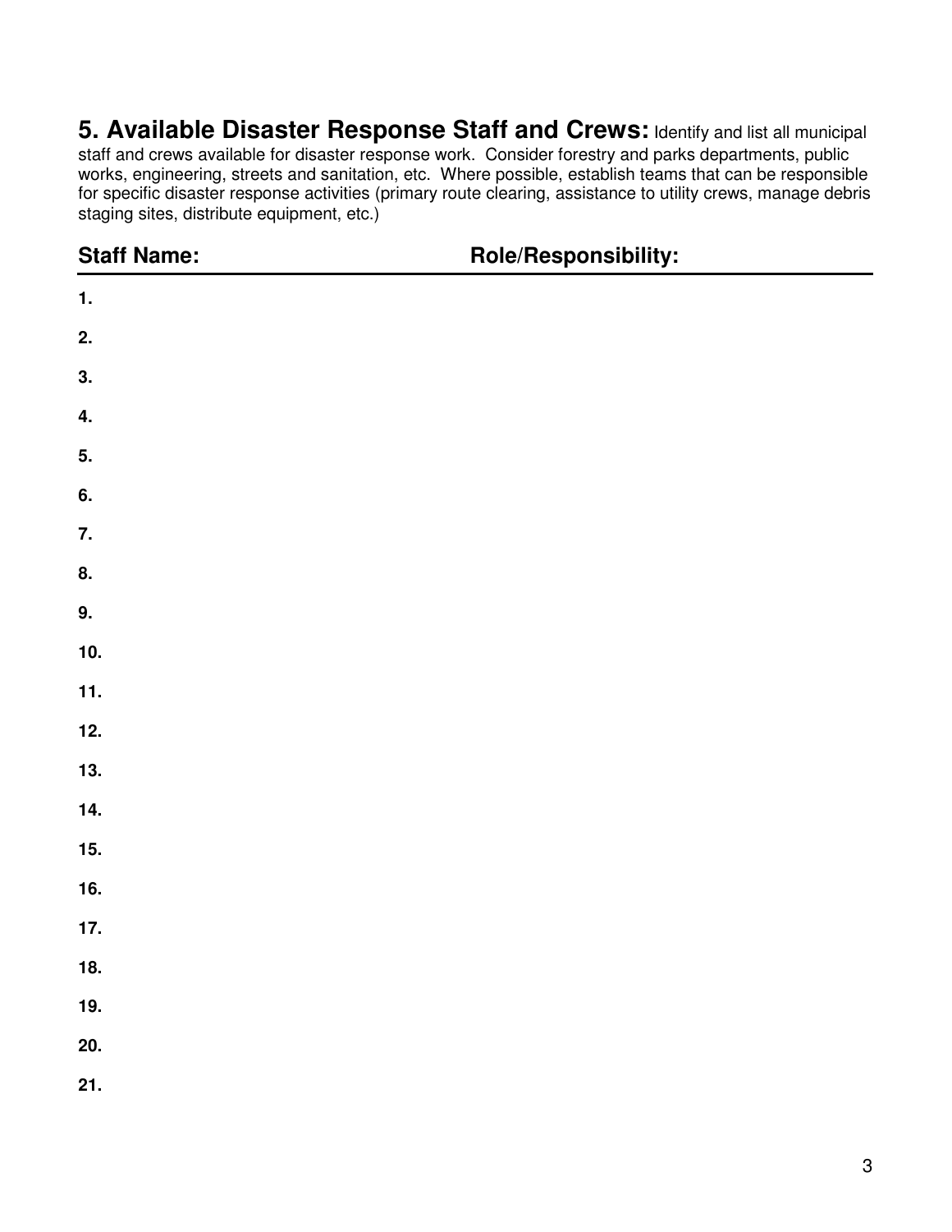## 5. Available Disaster Response Staff and Crews:

Identify and list all municipal staff and crews available for disaster response work. Consider forestry and parks departments, public works, engineering, streets and sanitation, etc. Where possible, establish teams that can be responsible for specific disaster response activities (primary route clearing, assistance to utility crews, manage debris staging sites, distribute equipment, etc.)

| Staff Name: | Role/Responsibility: |
|---|---|
| **1.** | |
| **2.** | |
| **3.** | |
| **4.** | |
| **5.** | |
| **6.** | |
| **7.** | |
| **8.** | |
| **9.** | |
| **10.** | |
| **11.** | |
| **12.** | |
| **13.** | |
| **14.** | |
| **15.** | |
| **16.** | |
| **17.** | |
| **18.** | |
| **19.** | |
| **20.** | |
| **21.** | |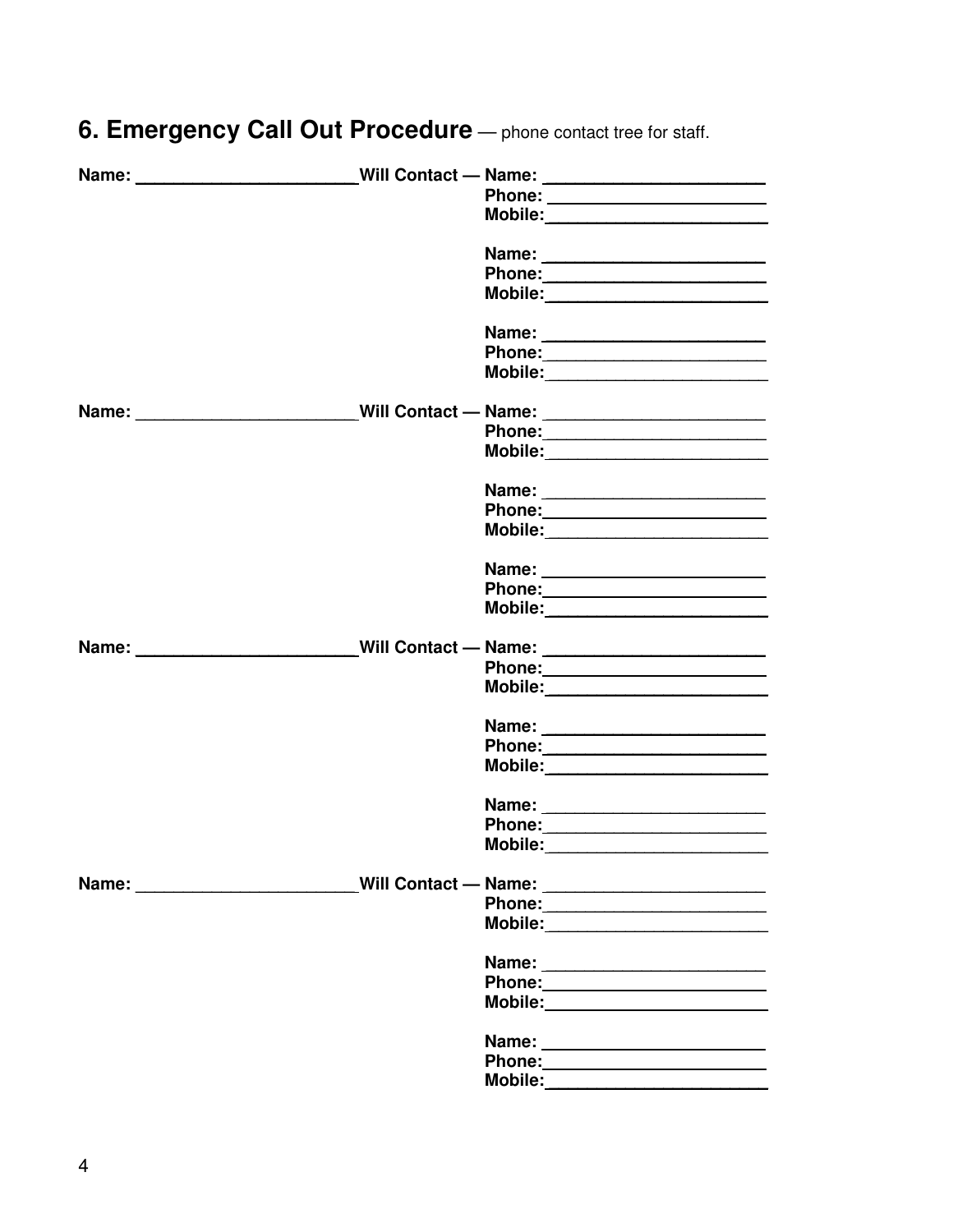## 6. Emergency Call Out Procedure — phone contact tree for staff.

**Name:** ______________________ **Will Contact — Name:** ______________________
**Phone:** ______________________
**Mobile:** ______________________

**Name:** ______________________
**Phone:** ______________________
**Mobile:** ______________________

**Name:** ______________________
**Phone:** ______________________
**Mobile:** ______________________

**Name:** ______________________ **Will Contact — Name:** ______________________
**Phone:** ______________________
**Mobile:** ______________________

**Name:** ______________________
**Phone:** ______________________
**Mobile:** ______________________

**Name:** ______________________
**Phone:** ______________________
**Mobile:** ______________________

**Name:** ______________________ **Will Contact — Name:** ______________________
**Phone:** ______________________
**Mobile:** ______________________

**Name:** ______________________
**Phone:** ______________________
**Mobile:** ______________________

**Name:** ______________________
**Phone:** ______________________
**Mobile:** ______________________

**Name:** ______________________ **Will Contact — Name:** ______________________
**Phone:** ______________________
**Mobile:** ______________________

**Name:** ______________________
**Phone:** ______________________
**Mobile:** ______________________

**Name:** ______________________
**Phone:** ______________________
**Mobile:** ______________________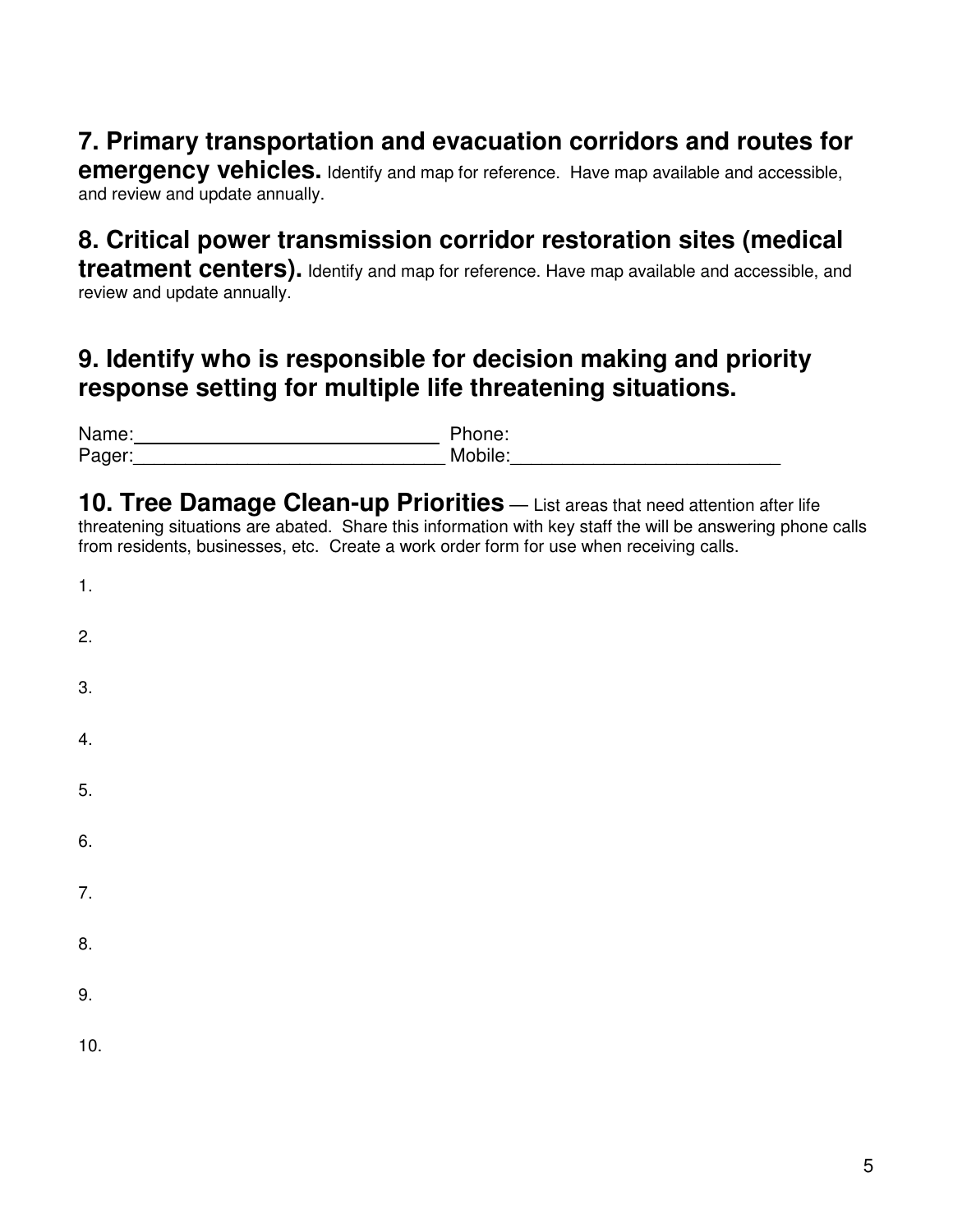## 7. Primary transportation and evacuation corridors and routes for emergency vehicles.

Identify and map for reference. Have map available and accessible, and review and update annually.

## 8. Critical power transmission corridor restoration sites (medical treatment centers).

Identify and map for reference. Have map available and accessible, and review and update annually.

## 9. Identify who is responsible for decision making and priority response setting for multiple life threatening situations.

Name:______________________________ Phone:
Pager:______________________________ Mobile:__________________________

## 10. Tree Damage Clean-up Priorities

— List areas that need attention after life threatening situations are abated. Share this information with key staff the will be answering phone calls from residents, businesses, etc. Create a work order form for use when receiving calls.

1.

2.

3.

4.

5.

6.

7.

8.

9.

10.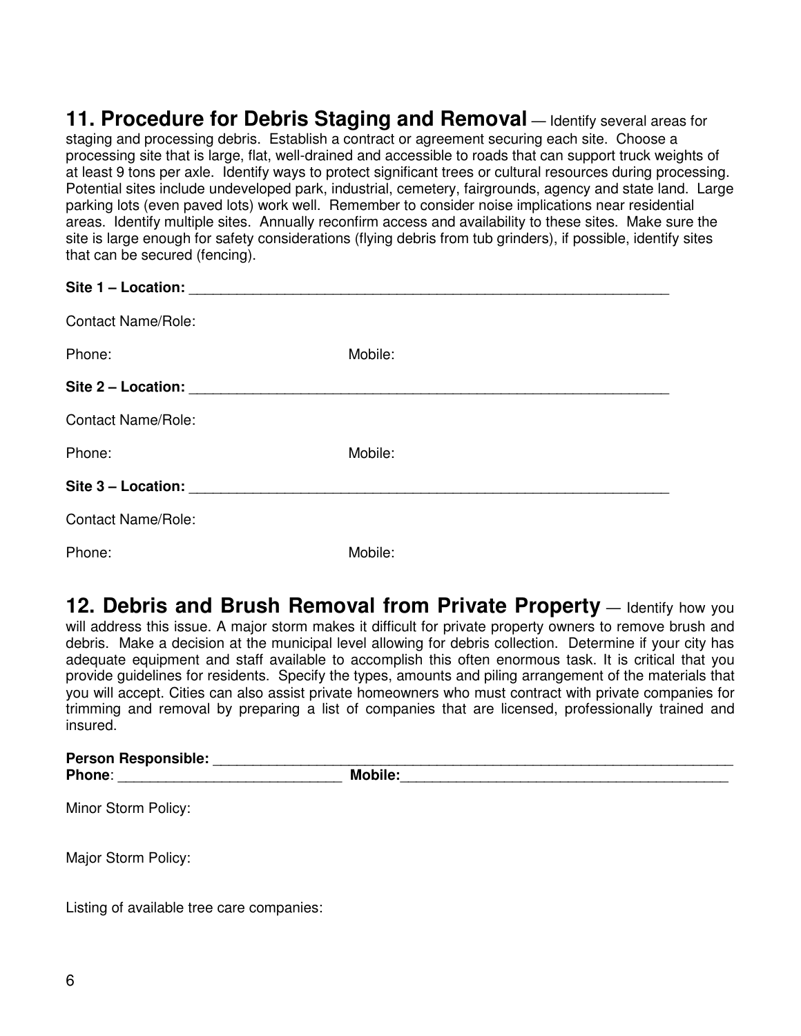## 11. Procedure for Debris Staging and Removal — Identify several areas for staging and processing debris. Establish a contract or agreement securing each site. Choose a processing site that is large, flat, well-drained and accessible to roads that can support truck weights of at least 9 tons per axle. Identify ways to protect significant trees or cultural resources during processing. Potential sites include undeveloped park, industrial, cemetery, fairgrounds, agency and state land. Large parking lots (even paved lots) work well. Remember to consider noise implications near residential areas. Identify multiple sites. Annually reconfirm access and availability to these sites. Make sure the site is large enough for safety considerations (flying debris from tub grinders), if possible, identify sites that can be secured (fencing).

**Site 1 – Location:** ______________________________________________________________

Contact Name/Role:

Phone: Mobile:

**Site 2 – Location:** ______________________________________________________________

Contact Name/Role:

Phone: Mobile:

**Site 3 – Location:** ______________________________________________________________

Contact Name/Role:

Phone: Mobile:

## 12. Debris and Brush Removal from Private Property — Identify how you will address this issue. A major storm makes it difficult for private property owners to remove brush and debris. Make a decision at the municipal level allowing for debris collection. Determine if your city has adequate equipment and staff available to accomplish this often enormous task. It is critical that you provide guidelines for residents. Specify the types, amounts and piling arrangement of the materials that you will accept. Cities can also assist private homeowners who must contract with private companies for trimming and removal by preparing a list of companies that are licensed, professionally trained and insured.

**Person Responsible:** ________________________________________________________________

**Phone**: ____________________________ **Mobile:**__________________________________________

Minor Storm Policy:

Major Storm Policy:

Listing of available tree care companies: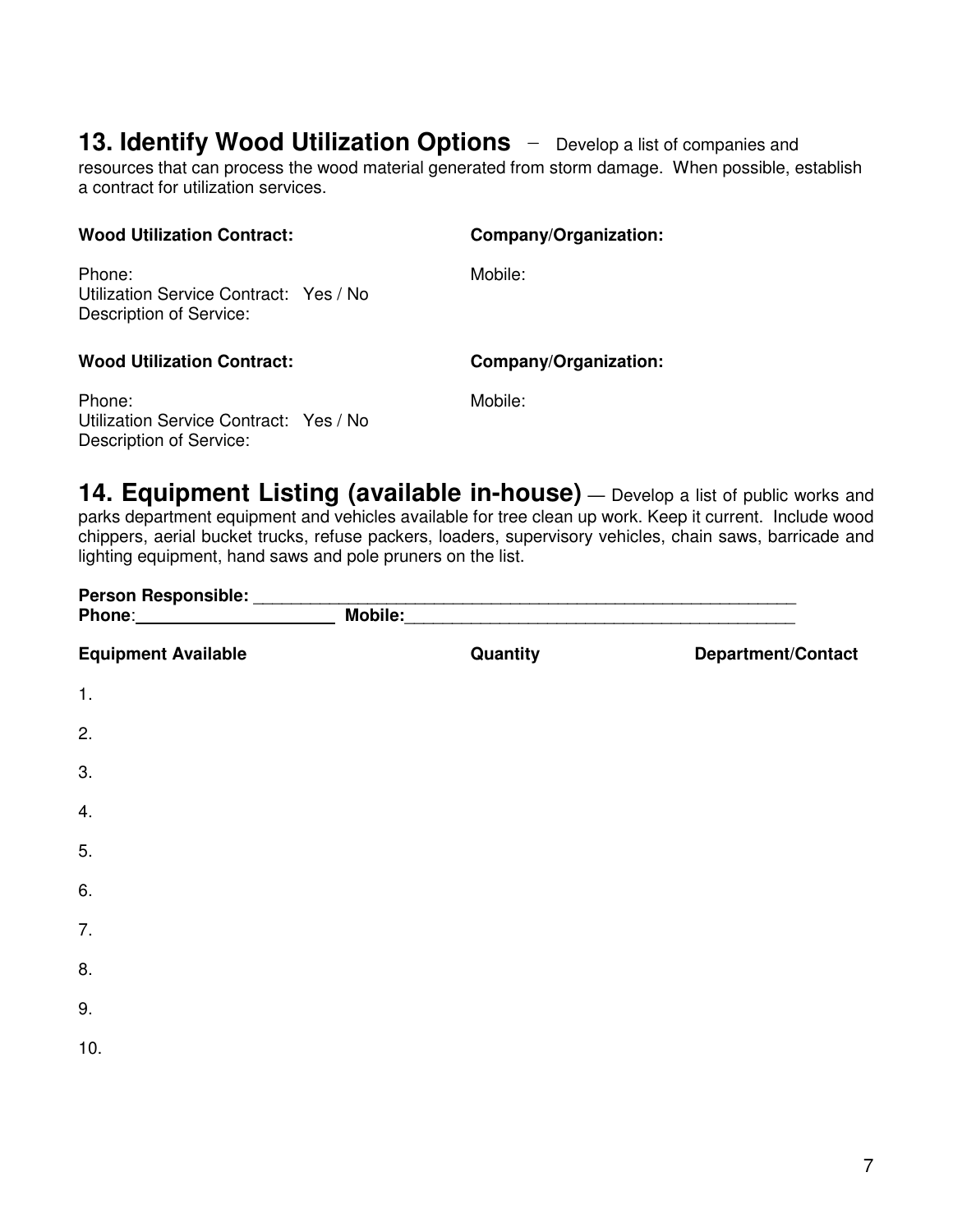## 13. Identify Wood Utilization Options – Develop a list of companies and resources that can process the wood material generated from storm damage. When possible, establish a contract for utilization services.

**Wood Utilization Contract:** **Company/Organization:**

Phone: Mobile:
Utilization Service Contract: Yes / No
Description of Service:

**Wood Utilization Contract:** **Company/Organization:**

Phone: Mobile:
Utilization Service Contract: Yes / No
Description of Service:

## 14. Equipment Listing (available in-house) — Develop a list of public works and parks department equipment and vehicles available for tree clean up work. Keep it current. Include wood chippers, aerial bucket trucks, refuse packers, loaders, supervisory vehicles, chain saws, barricade and lighting equipment, hand saws and pole pruners on the list.

**Person Responsible:** ____________________________________________________________
**Phone**:____________________ **Mobile:**__________________________________________

| Equipment Available | Quantity | Department/Contact |
|---|---|---|
| 1. | | |
| 2. | | |
| 3. | | |
| 4. | | |
| 5. | | |
| 6. | | |
| 7. | | |
| 8. | | |
| 9. | | |
| 10. | | |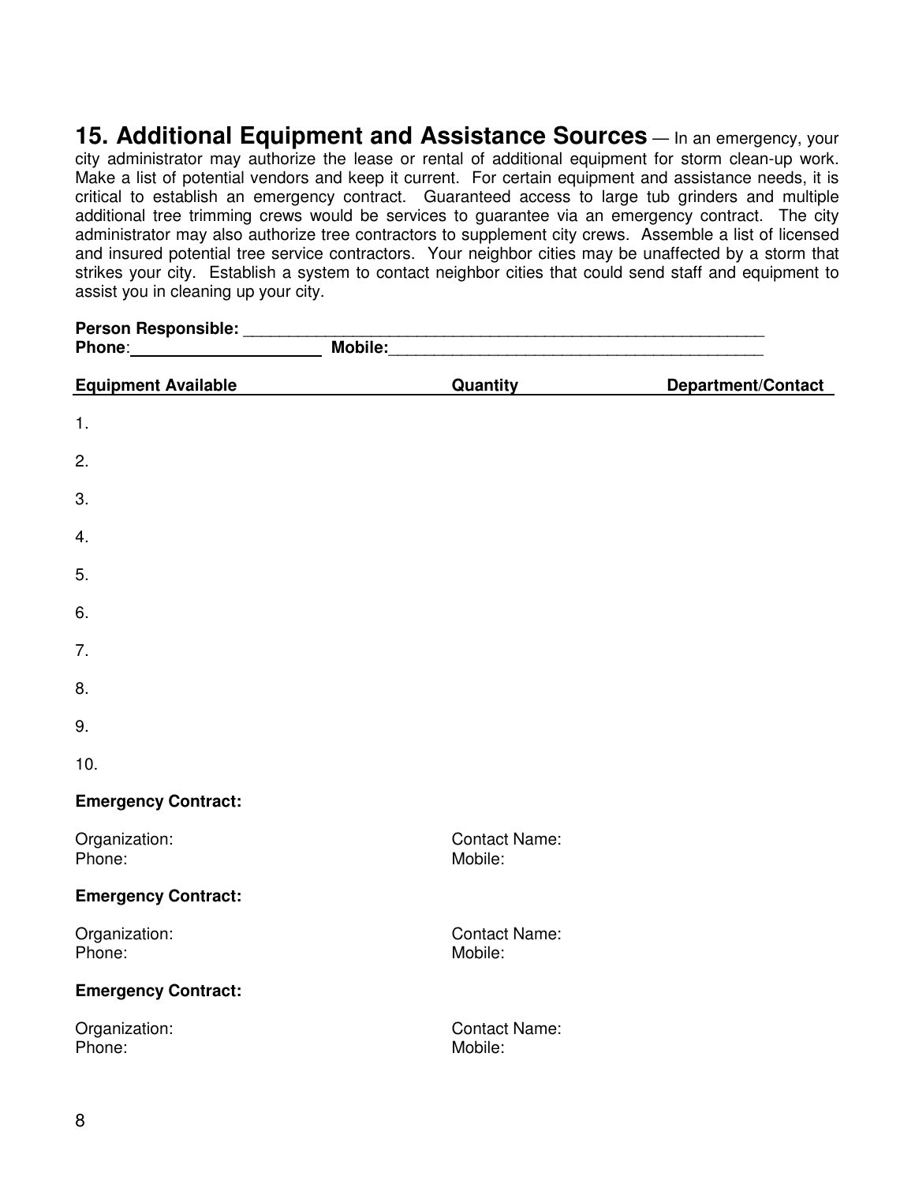## 15. Additional Equipment and Assistance Sources

— In an emergency, your city administrator may authorize the lease or rental of additional equipment for storm clean-up work. Make a list of potential vendors and keep it current. For certain equipment and assistance needs, it is critical to establish an emergency contract. Guaranteed access to large tub grinders and multiple additional tree trimming crews would be services to guarantee via an emergency contract. The city administrator may also authorize tree contractors to supplement city crews. Assemble a list of licensed and insured potential tree service contractors. Your neighbor cities may be unaffected by a storm that strikes your city. Establish a system to contact neighbor cities that could send staff and equipment to assist you in cleaning up your city.

**Person Responsible:** ___________________________________________________________

**Phone**:____________________ **Mobile:**_________________________________________

| Equipment Available | Quantity | Department/Contact |
|---|---|---|
| 1. | | |
| 2. | | |
| 3. | | |
| 4. | | |
| 5. | | |
| 6. | | |
| 7. | | |
| 8. | | |
| 9. | | |
| 10. | | |

**Emergency Contract:**

Organization: Contact Name:
Phone: Mobile:

**Emergency Contract:**

Organization: Contact Name:
Phone: Mobile:

**Emergency Contract:**

Organization: Contact Name:
Phone: Mobile: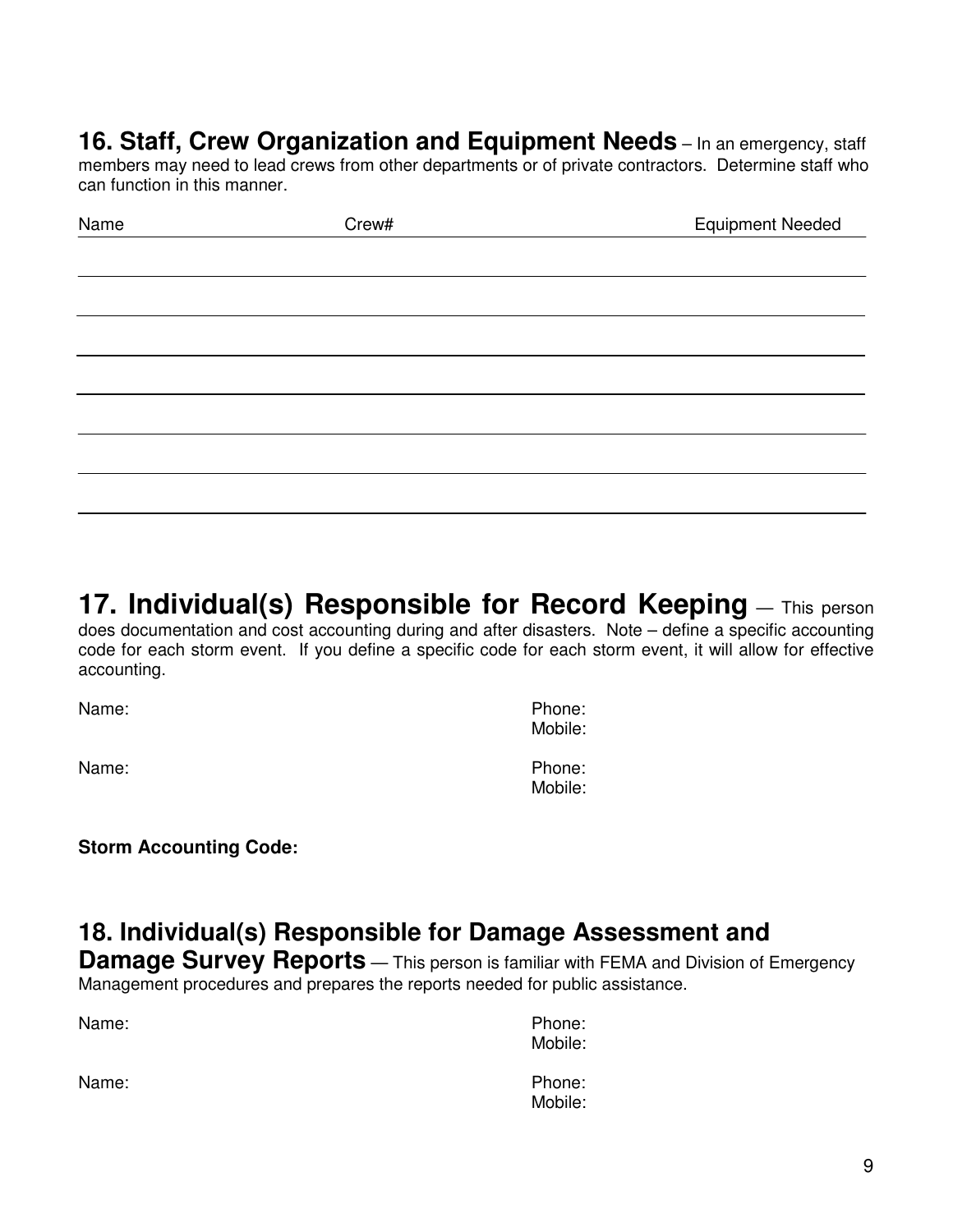## 16. Staff, Crew Organization and Equipment Needs

– In an emergency, staff members may need to lead crews from other departments or of private contractors. Determine staff who can function in this manner.

| Name | Crew# | Equipment Needed |
|---|---|---|
| | | |
| | | |
| | | |
| | | |
| | | |
| | | |
| | | |

## 17. Individual(s) Responsible for Record Keeping

— This person does documentation and cost accounting during and after disasters. Note – define a specific accounting code for each storm event. If you define a specific code for each storm event, it will allow for effective accounting.

Name: Phone:
Mobile:

Name: Phone:
Mobile:

**Storm Accounting Code:**

## 18. Individual(s) Responsible for Damage Assessment and Damage Survey Reports

— This person is familiar with FEMA and Division of Emergency Management procedures and prepares the reports needed for public assistance.

Name: Phone:
Mobile:

Name: Phone:
Mobile: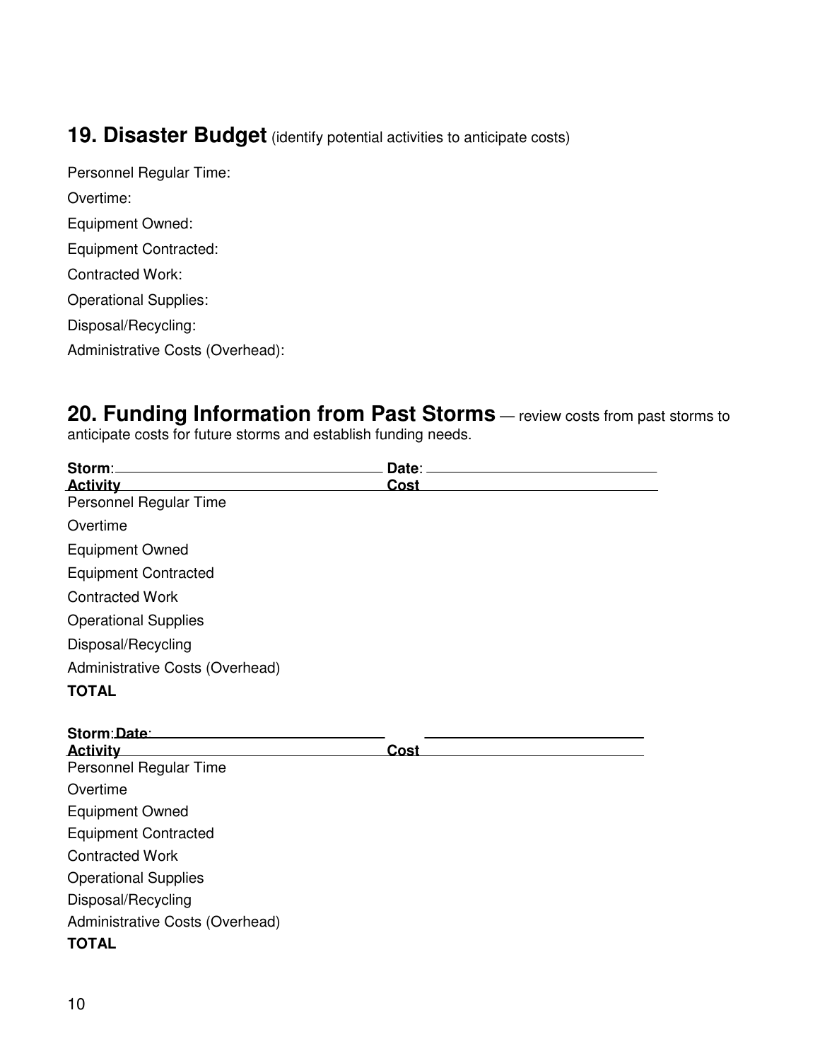## 19. Disaster Budget (identify potential activities to anticipate costs)

Personnel Regular Time:

Overtime:

Equipment Owned:

Equipment Contracted:

Contracted Work:

Operational Supplies:

Disposal/Recycling:

Administrative Costs (Overhead):

## 20. Funding Information from Past Storms — review costs from past storms to anticipate costs for future storms and establish funding needs.

**Storm**: \_\_\_\_\_\_\_\_\_\_\_\_\_\_\_\_\_\_\_\_\_\_\_\_\_\_\_\_ **Date**: \_\_\_\_\_\_\_\_\_\_\_\_\_\_\_\_\_\_\_\_\_\_\_\_\_\_

| Activity | Cost |
| --- | --- |
| Personnel Regular Time | |
| Overtime | |
| Equipment Owned | |
| Equipment Contracted | |
| Contracted Work | |
| Operational Supplies | |
| Disposal/Recycling | |
| Administrative Costs (Overhead) | |
| **TOTAL** | |

**Storm**: **Date**: \_\_\_\_\_\_\_\_\_\_\_\_\_\_\_\_\_\_\_\_\_\_\_\_\_\_\_\_ \_\_\_\_\_\_\_\_\_\_\_\_\_\_\_\_\_\_\_\_\_\_\_\_\_\_

| Activity | Cost |
| --- | --- |
| Personnel Regular Time | |
| Overtime | |
| Equipment Owned | |
| Equipment Contracted | |
| Contracted Work | |
| Operational Supplies | |
| Disposal/Recycling | |
| Administrative Costs (Overhead) | |
| **TOTAL** | |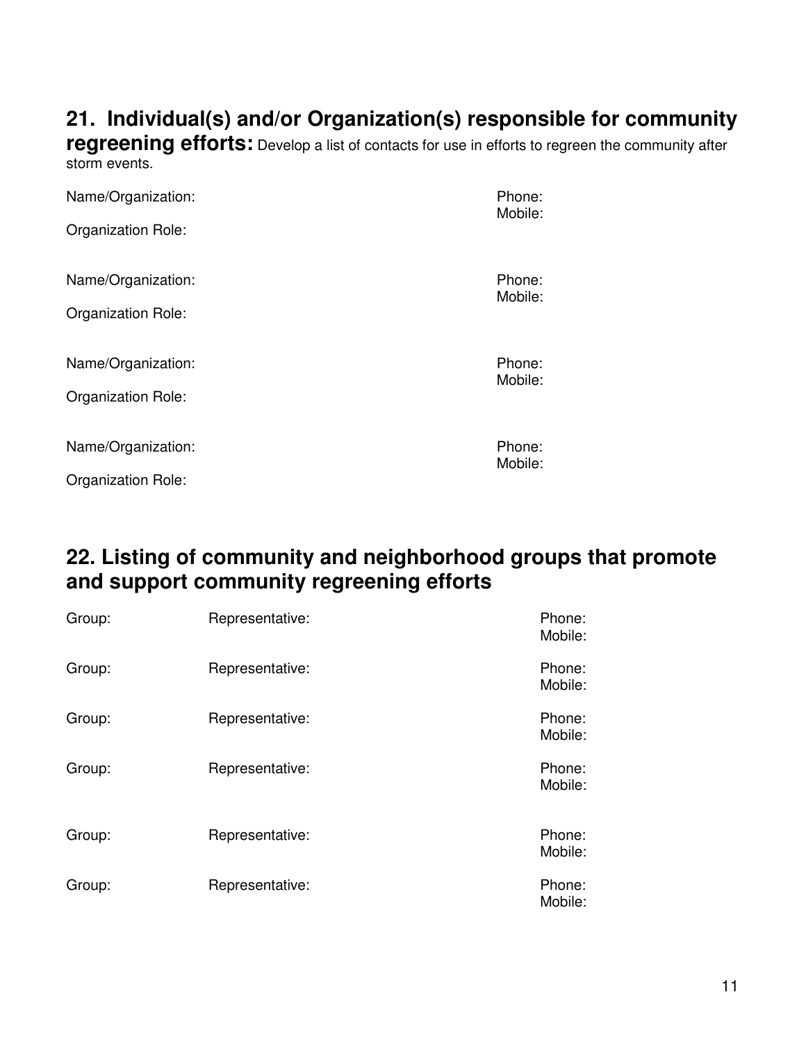## 21. Individual(s) and/or Organization(s) responsible for community regreening efforts:

Develop a list of contacts for use in efforts to regreen the community after storm events.

Name/Organization: Phone:
Mobile:
Organization Role:

Name/Organization: Phone:
Mobile:
Organization Role:

Name/Organization: Phone:
Mobile:
Organization Role:

Name/Organization: Phone:
Mobile:
Organization Role:

## 22. Listing of community and neighborhood groups that promote and support community regreening efforts

Group: Representative: Phone:
Mobile:

Group: Representative: Phone:
Mobile:

Group: Representative: Phone:
Mobile:

Group: Representative: Phone:
Mobile:

Group: Representative: Phone:
Mobile:

Group: Representative: Phone:
Mobile: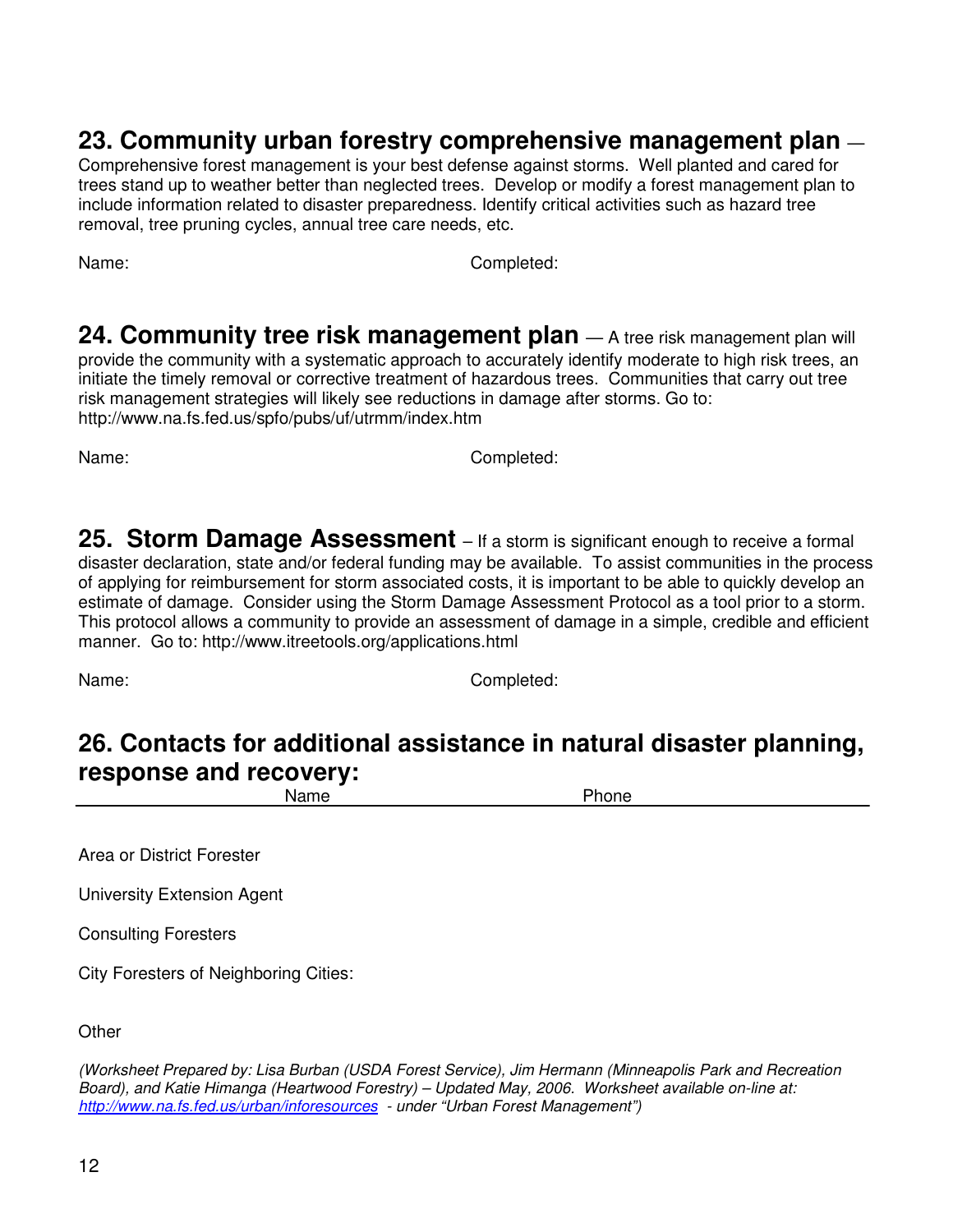## 23. Community urban forestry comprehensive management plan —

Comprehensive forest management is your best defense against storms. Well planted and cared for trees stand up to weather better than neglected trees. Develop or modify a forest management plan to include information related to disaster preparedness. Identify critical activities such as hazard tree removal, tree pruning cycles, annual tree care needs, etc.

Name: Completed:

## 24. Community tree risk management plan — 

A tree risk management plan will provide the community with a systematic approach to accurately identify moderate to high risk trees, an initiate the timely removal or corrective treatment of hazardous trees. Communities that carry out tree risk management strategies will likely see reductions in damage after storms. Go to: http://www.na.fs.fed.us/spfo/pubs/uf/utrmm/index.htm

Name: Completed:

## 25. Storm Damage Assessment – 

If a storm is significant enough to receive a formal disaster declaration, state and/or federal funding may be available. To assist communities in the process of applying for reimbursement for storm associated costs, it is important to be able to quickly develop an estimate of damage. Consider using the Storm Damage Assessment Protocol as a tool prior to a storm. This protocol allows a community to provide an assessment of damage in a simple, credible and efficient manner. Go to: http://www.itreetools.org/applications.html

Name: Completed:

## 26. Contacts for additional assistance in natural disaster planning, response and recovery:

| | Name | Phone |
|---|---|---|
| Area or District Forester | | |
| University Extension Agent | | |
| Consulting Foresters | | |
| City Foresters of Neighboring Cities: | | |
| Other | | |

*(Worksheet Prepared by: Lisa Burban (USDA Forest Service), Jim Hermann (Minneapolis Park and Recreation Board), and Katie Himanga (Heartwood Forestry) – Updated May, 2006. Worksheet available on-line at: http://www.na.fs.fed.us/urban/inforesources - under "Urban Forest Management")*